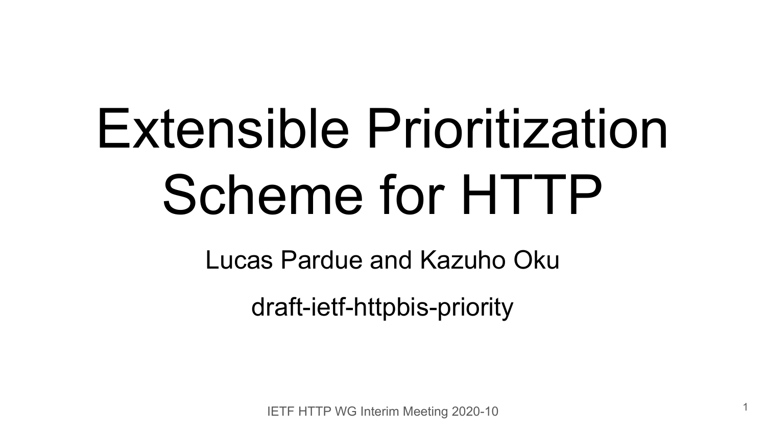# Extensible Prioritization Scheme for HTTP

Lucas Pardue and Kazuho Oku

draft-ietf-httpbis-priority

IETF HTTP WG Interim Meeting 2020-10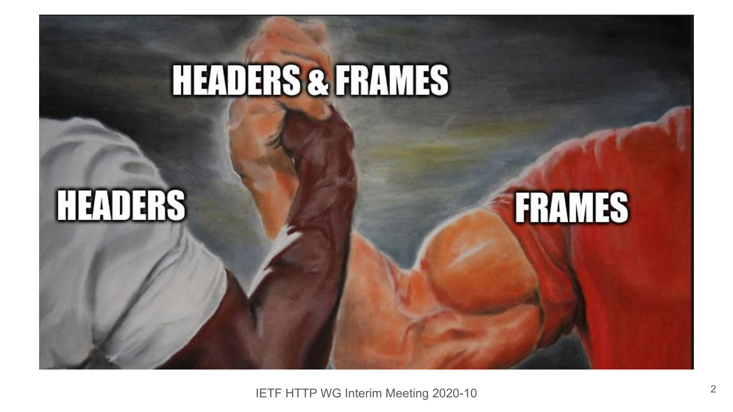HEADERS & FRAMES

HEADERS

FRAMES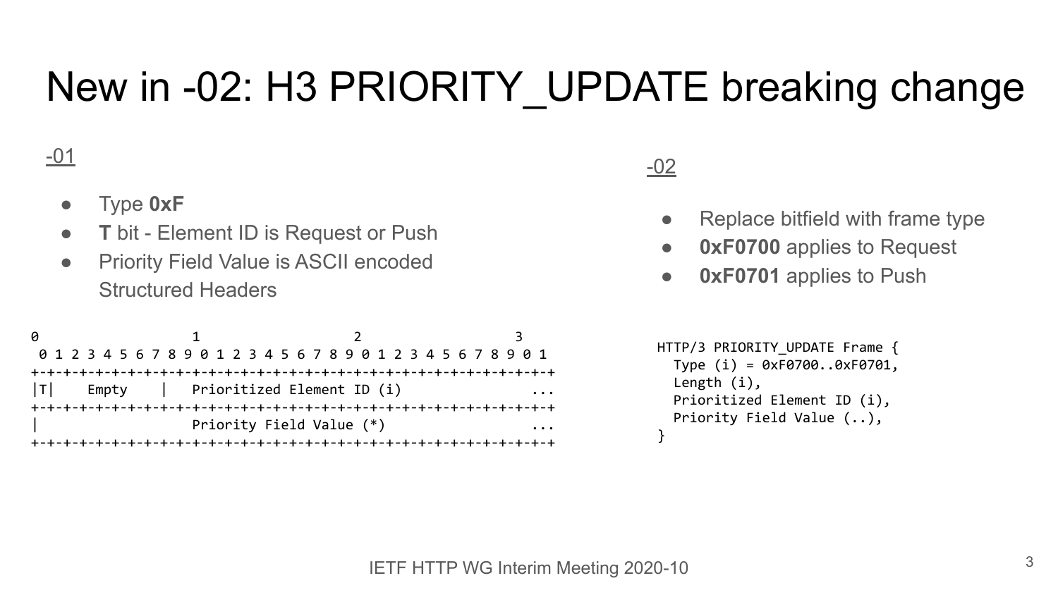# New in -02: H3 PRIORITY_UPDATE breaking change

-01

- Type **0xF**
- **T** bit - Element ID is Request or Push
- Priority Field Value is ASCII encoded Structured Headers

```
0                   1                   2                   3
 0 1 2 3 4 5 6 7 8 9 0 1 2 3 4 5 6 7 8 9 0 1 2 3 4 5 6 7 8 9 0 1
+-+-+-+-+-+-+-+-+-+-+-+-+-+-+-+-+-+-+-+-+-+-+-+-+-+-+-+-+-+-+-+-+
|T|    Empty    |   Prioritized Element ID (i)                ...
+-+-+-+-+-+-+-+-+-+-+-+-+-+-+-+-+-+-+-+-+-+-+-+-+-+-+-+-+-+-+-+-+
|                   Priority Field Value (*)                  ...
+-+-+-+-+-+-+-+-+-+-+-+-+-+-+-+-+-+-+-+-+-+-+-+-+-+-+-+-+-+-+-+-+
```

-02

- Replace bitfield with frame type
- **0xF0700** applies to Request
- **0xF0701** applies to Push

```
HTTP/3 PRIORITY_UPDATE Frame {
  Type (i) = 0xF0700..0xF0701,
  Length (i),
  Prioritized Element ID (i),
  Priority Field Value (..),
}
```

IETF HTTP WG Interim Meeting 2020-10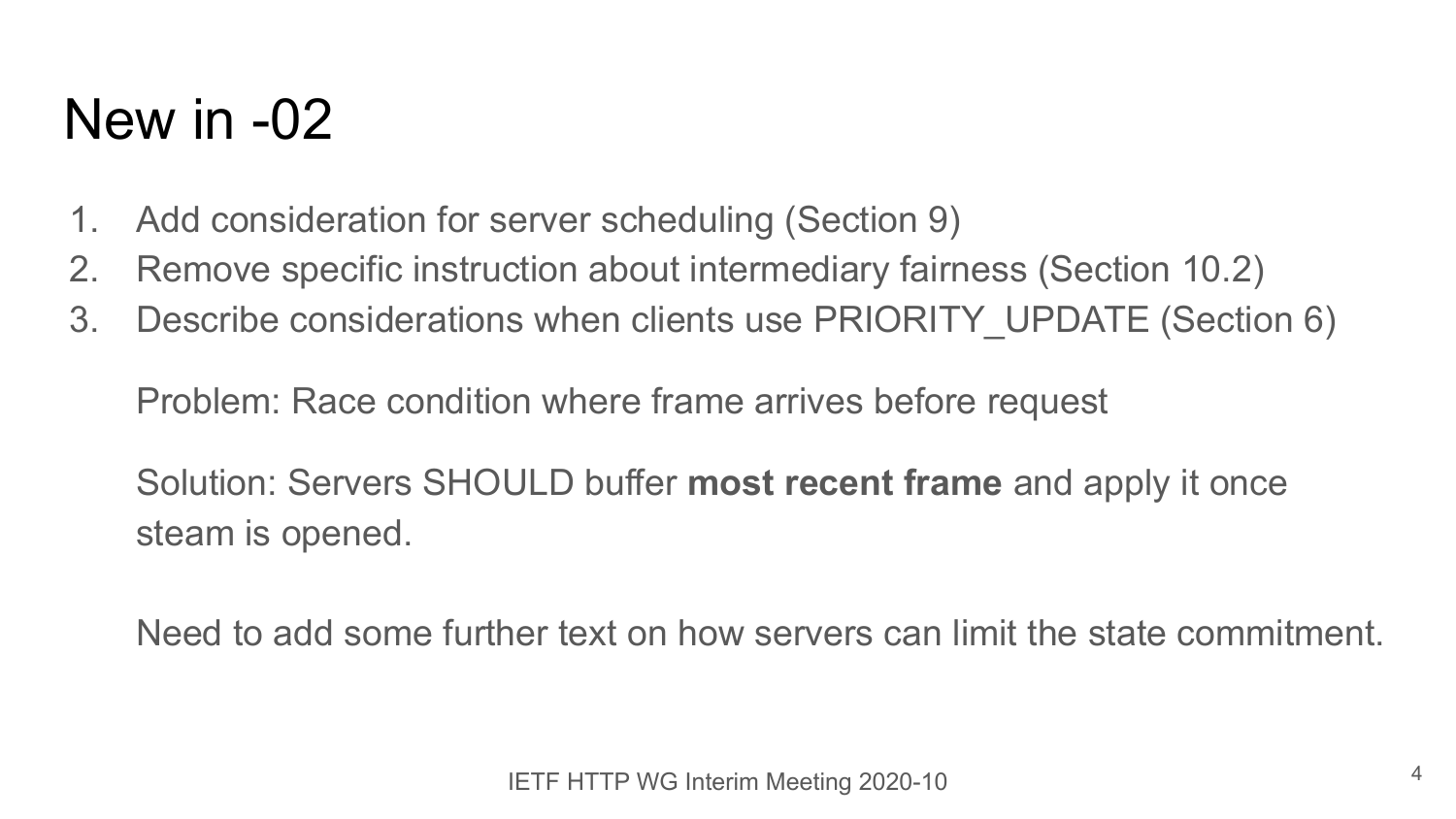# New in -02

1. Add consideration for server scheduling (Section 9)
2. Remove specific instruction about intermediary fairness (Section 10.2)
3. Describe considerations when clients use PRIORITY_UPDATE (Section 6)

   Problem: Race condition where frame arrives before request

   Solution: Servers SHOULD buffer **most recent frame** and apply it once steam is opened.

   Need to add some further text on how servers can limit the state commitment.

IETF HTTP WG Interim Meeting 2020-10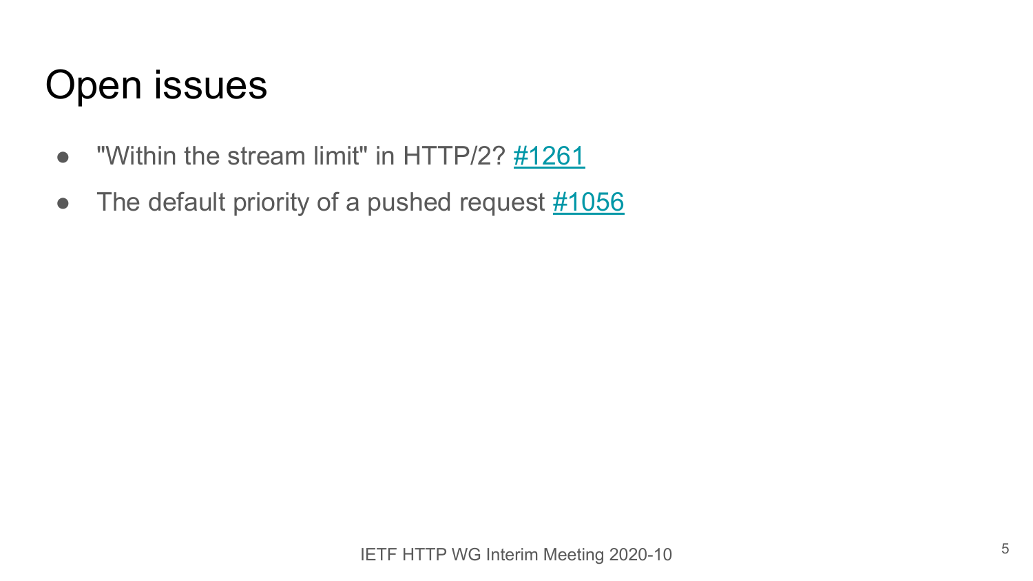# Open issues

- "Within the stream limit" in HTTP/2? #1261
- The default priority of a pushed request #1056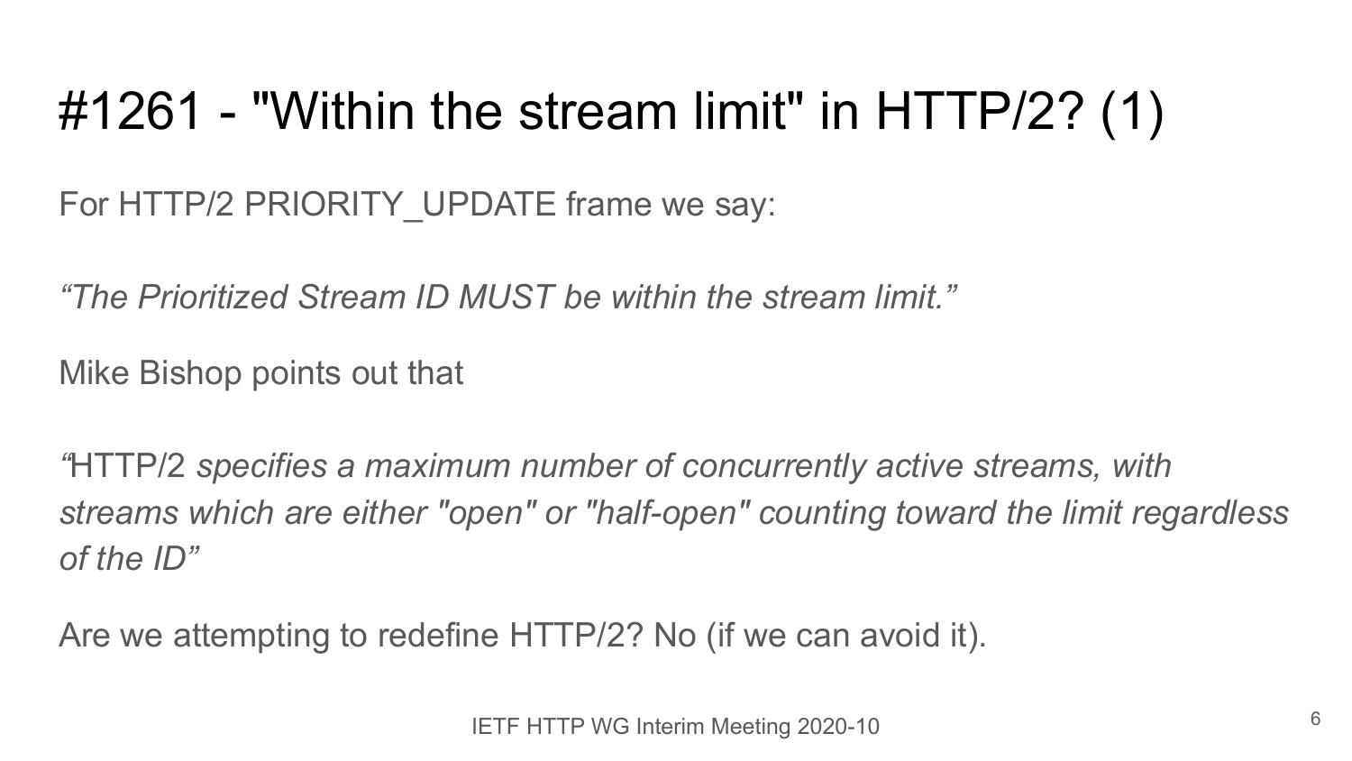# #1261 - "Within the stream limit" in HTTP/2? (1)

For HTTP/2 PRIORITY_UPDATE frame we say:

*“The Prioritized Stream ID MUST be within the stream limit.”*

Mike Bishop points out that

*“*HTTP/2 *specifies a maximum number of concurrently active streams, with streams which are either "open" or "half-open" counting toward the limit regardless of the ID”*

Are we attempting to redefine HTTP/2? No (if we can avoid it).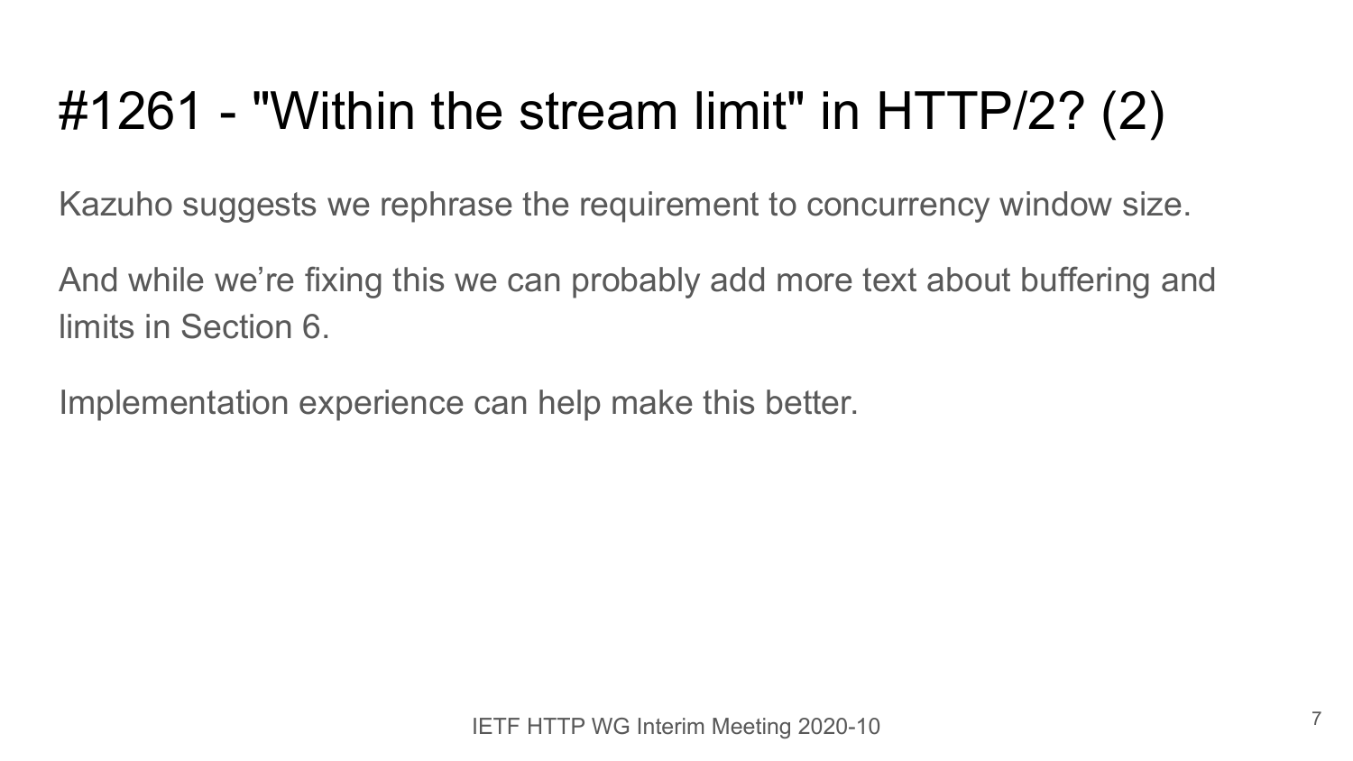# #1261 - "Within the stream limit" in HTTP/2? (2)

Kazuho suggests we rephrase the requirement to concurrency window size.

And while we're fixing this we can probably add more text about buffering and limits in Section 6.

Implementation experience can help make this better.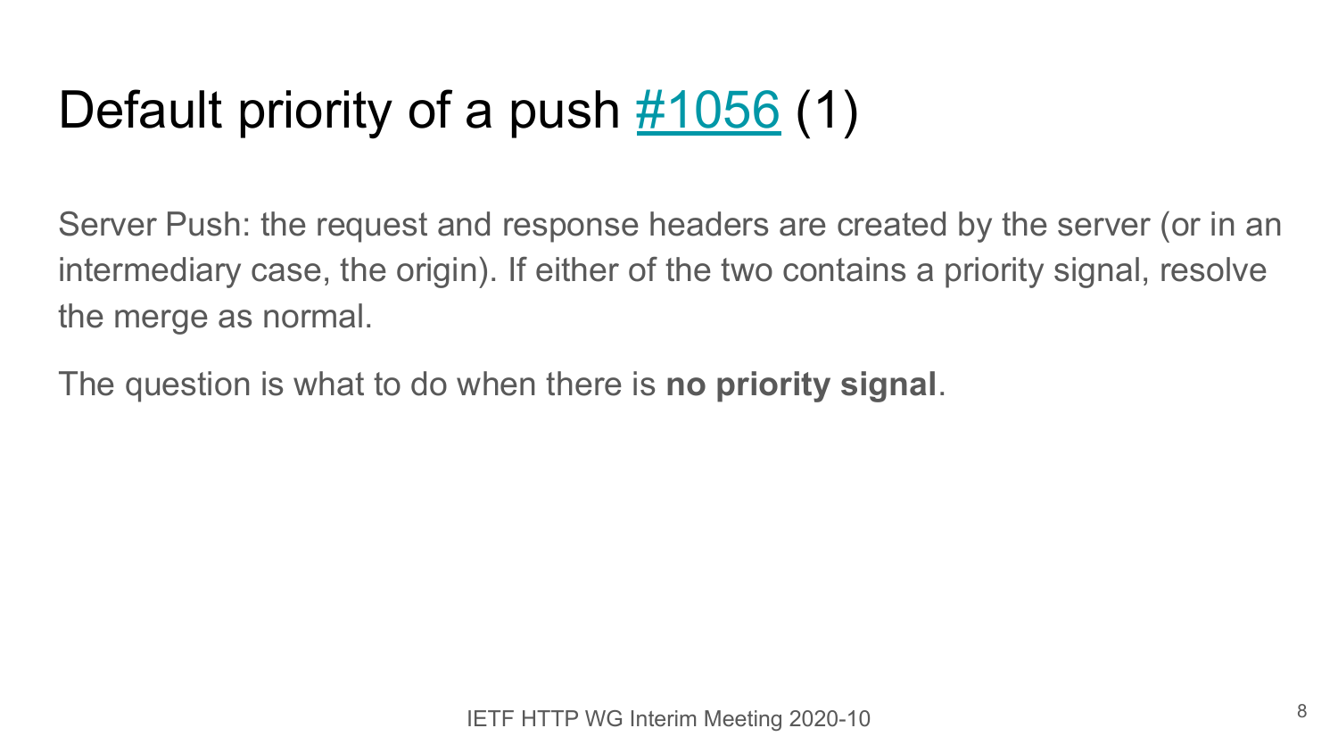# Default priority of a push #1056 (1)

Server Push: the request and response headers are created by the server (or in an intermediary case, the origin). If either of the two contains a priority signal, resolve the merge as normal.

The question is what to do when there is **no priority signal**.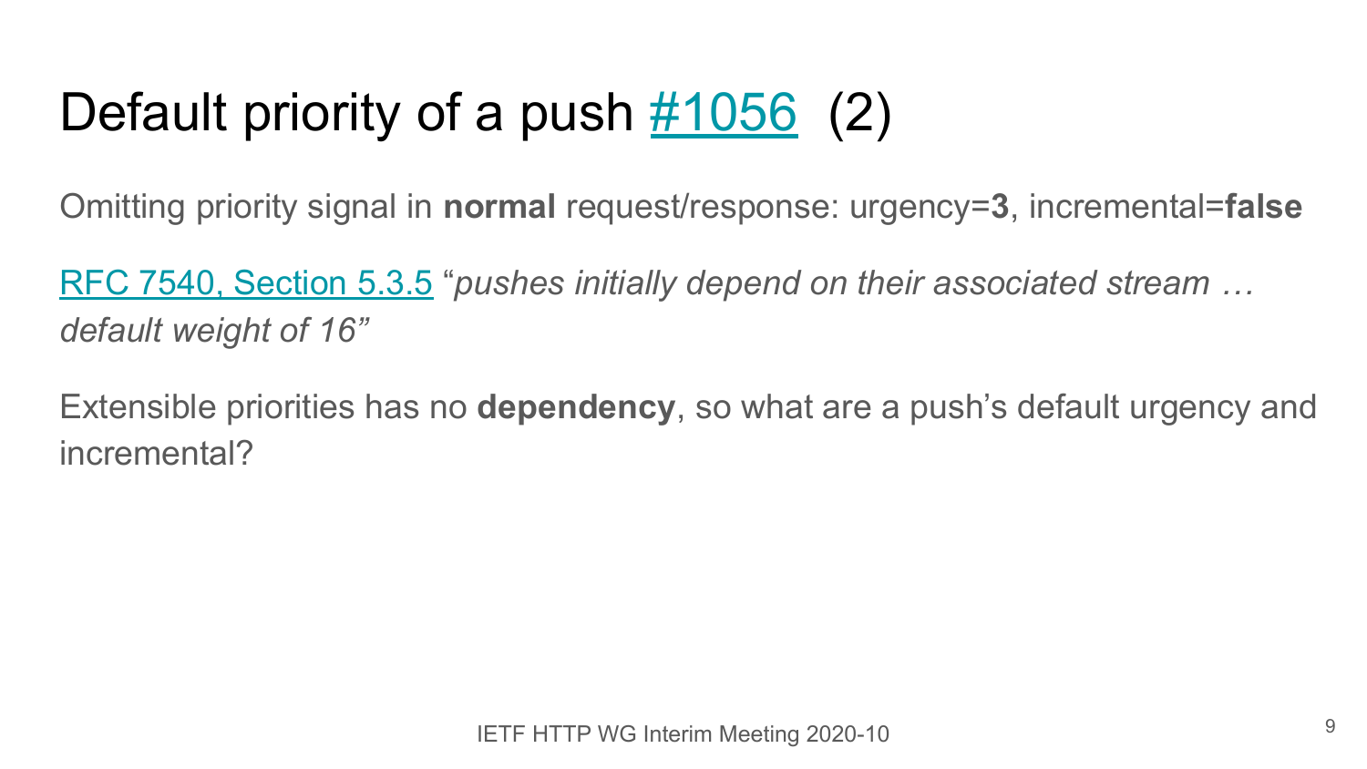# Default priority of a push [#1056](#1056) (2)

Omitting priority signal in **normal** request/response: urgency=**3**, incremental=**false**

[RFC 7540, Section 5.3.5](RFC 7540, Section 5.3.5) "*pushes initially depend on their associated stream … default weight of 16*"

Extensible priorities has no **dependency**, so what are a push's default urgency and incremental?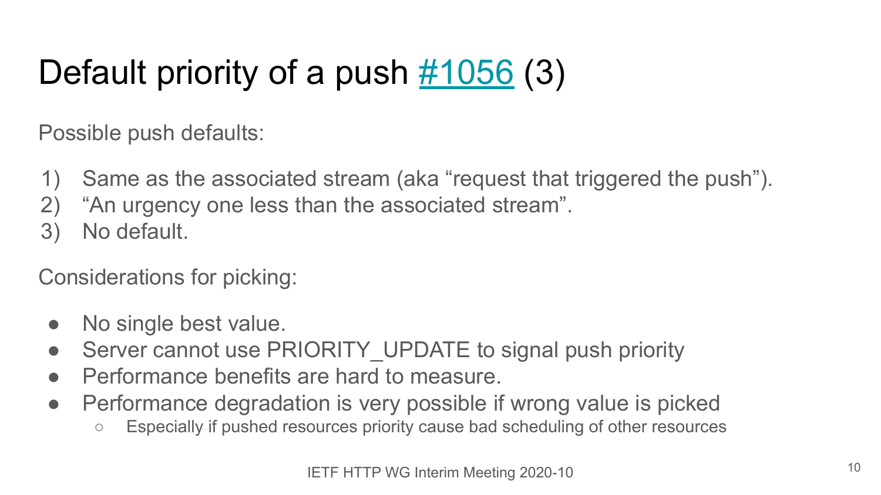# Default priority of a push [#1056](#1056) (3)

Possible push defaults:

1) Same as the associated stream (aka “request that triggered the push”).
2) “An urgency one less than the associated stream”.
3) No default.

Considerations for picking:

- No single best value.
- Server cannot use PRIORITY_UPDATE to signal push priority
- Performance benefits are hard to measure.
- Performance degradation is very possible if wrong value is picked
  - Especially if pushed resources priority cause bad scheduling of other resources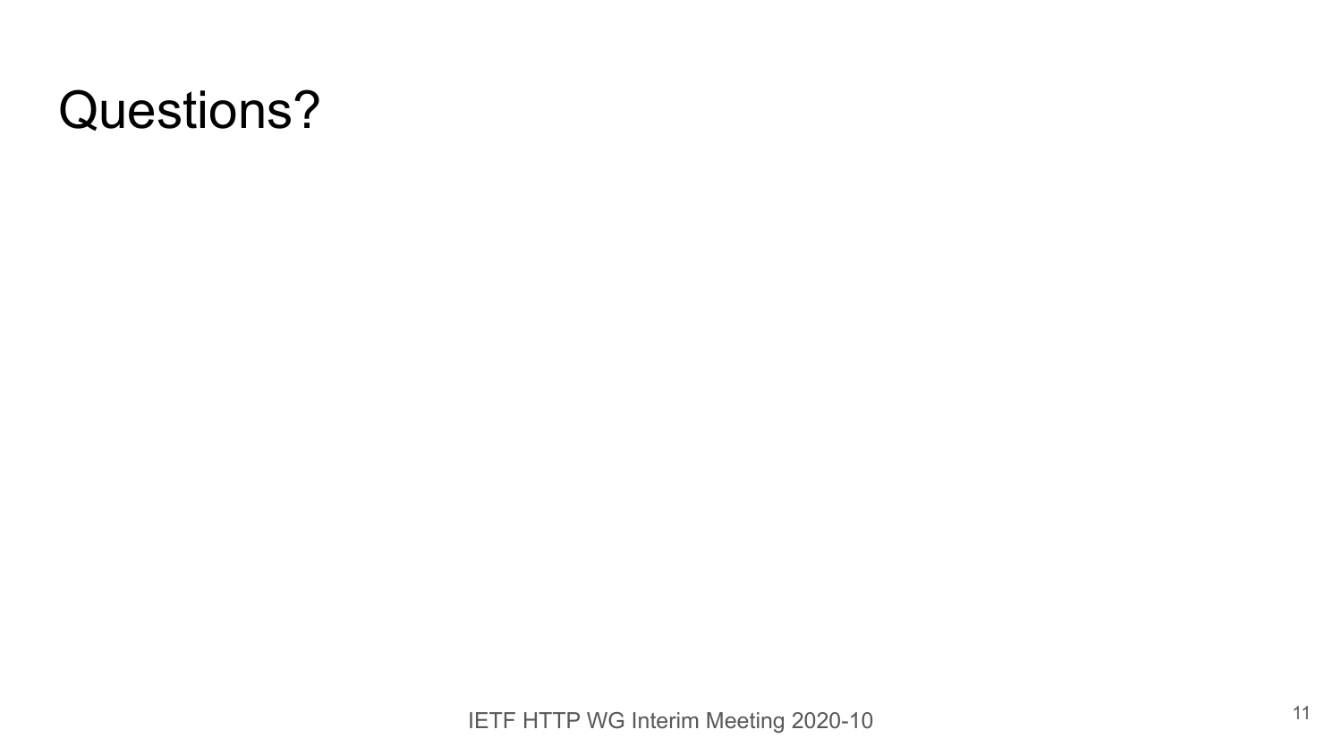# Questions?